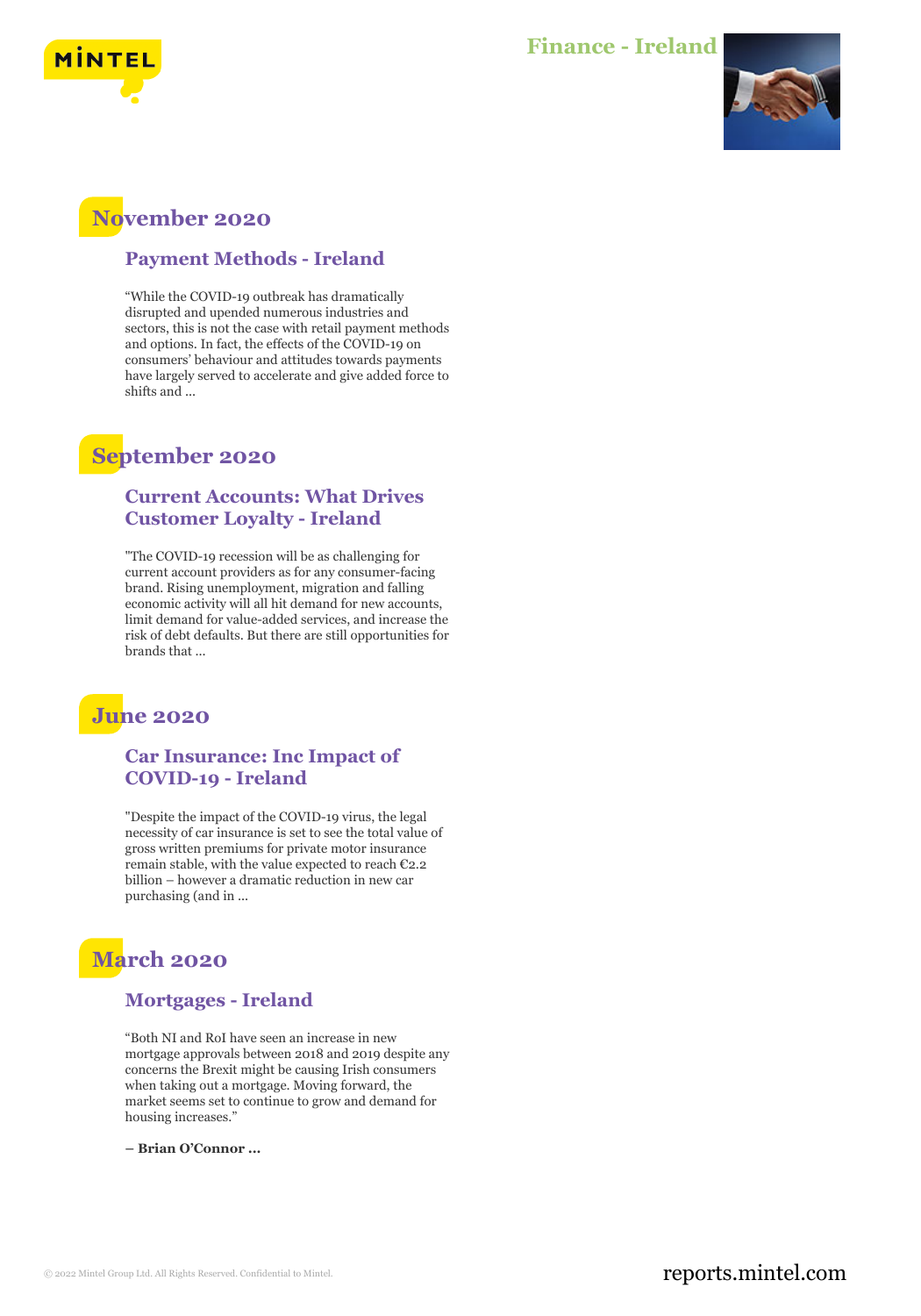# Finance - Ireland

## November 2020

### Payment Methods - Ireland

"While the COVID-19 outbreak has dramatically disrupted and upended numerous industries and sectors, this is not the case with retail payment methods and options. In fact, the effects of the COVID-19 on consumers' behaviour and attitudes towards payments have largely served to accelerate and give added force to shifts and ...

## September 2020

### Current Accounts: What Drives Customer Loyalty - Ireland

"The COVID-19 recession will be as challenging for current account providers as for any consumer-facing brand. Rising unemployment, migration and falling economic activity will all hit demand for new accounts, limit demand for value-added services, and increase the risk of debt defaults. But there are still opportunities for brands that ...

## June 2020

### Car Insurance: Inc Impact of COVID-19 - Ireland

"Despite the impact of the COVID-19 virus, the legal necessity of car insurance is set to see the total value of gross written premiums for private motor insurance remain stable, with the value expected to reach €2.2 billion – however a dramatic reduction in new car purchasing (and in ...

## March 2020

### Mortgages - Ireland

"Both NI and RoI have seen an increase in new mortgage approvals between 2018 and 2019 despite any concerns the Brexit might be causing Irish consumers when taking out a mortgage. Moving forward, the market seems set to continue to grow and demand for housing increases."

**– Brian O'Connor ...**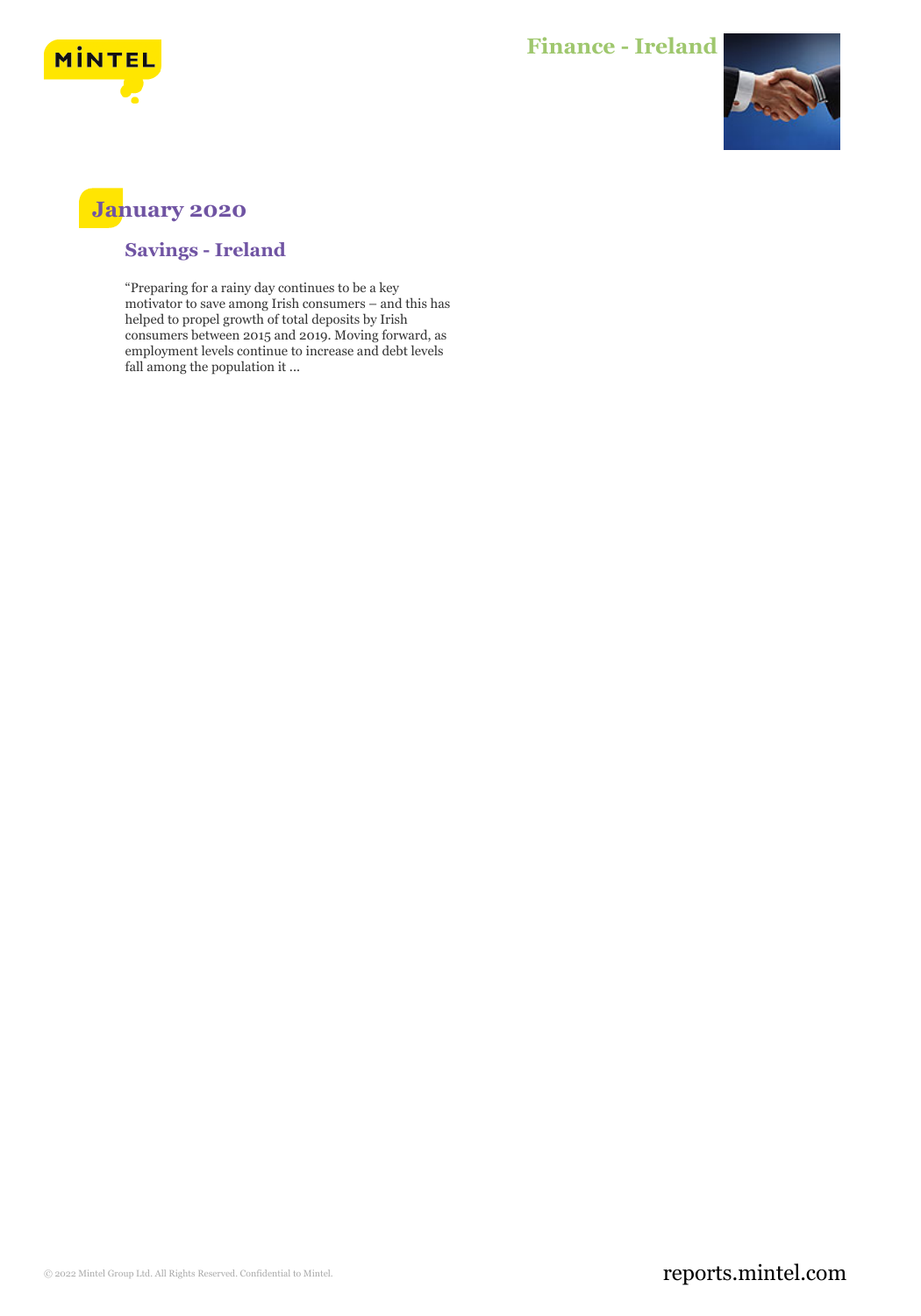## January 2020

### Savings - Ireland

"Preparing for a rainy day continues to be a key motivator to save among Irish consumers – and this has helped to propel growth of total deposits by Irish consumers between 2015 and 2019. Moving forward, as employment levels continue to increase and debt levels fall among the population it ...